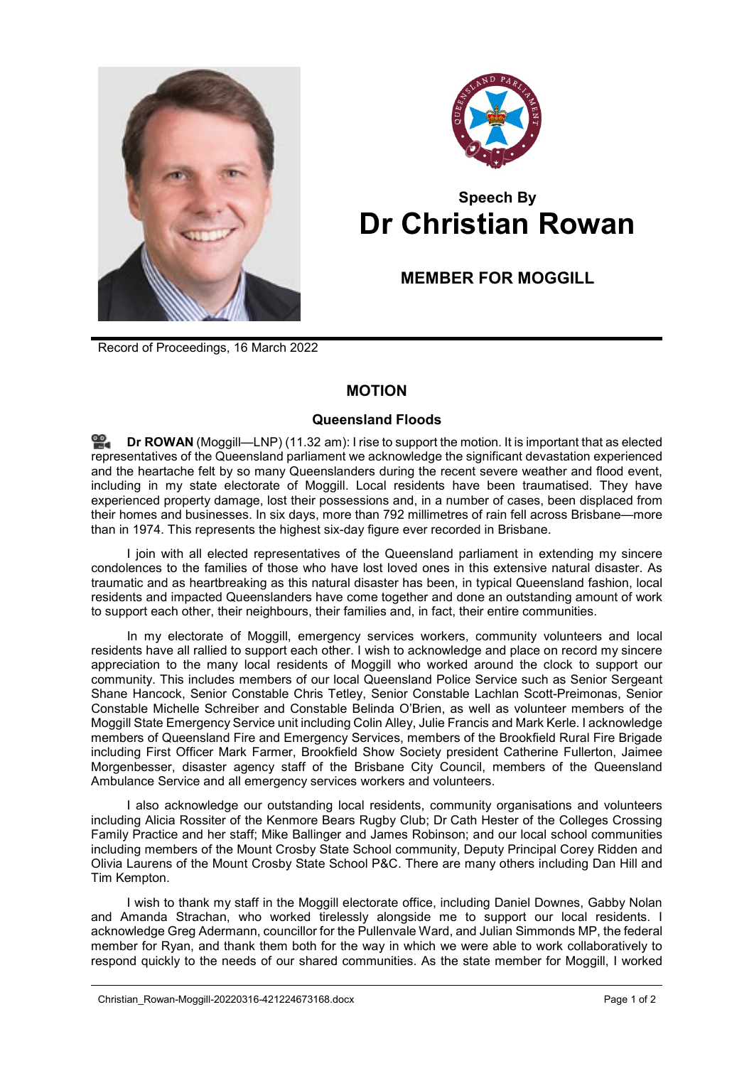Speech By
# Dr Christian Rowan

## MEMBER FOR MOGGILL

Record of Proceedings, 16 March 2022

## MOTION

### Queensland Floods

**Dr ROWAN** (Moggill—LNP) (11.32 am): I rise to support the motion. It is important that as elected representatives of the Queensland parliament we acknowledge the significant devastation experienced and the heartache felt by so many Queenslanders during the recent severe weather and flood event, including in my state electorate of Moggill. Local residents have been traumatised. They have experienced property damage, lost their possessions and, in a number of cases, been displaced from their homes and businesses. In six days, more than 792 millimetres of rain fell across Brisbane—more than in 1974. This represents the highest six-day figure ever recorded in Brisbane.

I join with all elected representatives of the Queensland parliament in extending my sincere condolences to the families of those who have lost loved ones in this extensive natural disaster. As traumatic and as heartbreaking as this natural disaster has been, in typical Queensland fashion, local residents and impacted Queenslanders have come together and done an outstanding amount of work to support each other, their neighbours, their families and, in fact, their entire communities.

In my electorate of Moggill, emergency services workers, community volunteers and local residents have all rallied to support each other. I wish to acknowledge and place on record my sincere appreciation to the many local residents of Moggill who worked around the clock to support our community. This includes members of our local Queensland Police Service such as Senior Sergeant Shane Hancock, Senior Constable Chris Tetley, Senior Constable Lachlan Scott-Preimonas, Senior Constable Michelle Schreiber and Constable Belinda O'Brien, as well as volunteer members of the Moggill State Emergency Service unit including Colin Alley, Julie Francis and Mark Kerle. I acknowledge members of Queensland Fire and Emergency Services, members of the Brookfield Rural Fire Brigade including First Officer Mark Farmer, Brookfield Show Society president Catherine Fullerton, Jaimee Morgenbesser, disaster agency staff of the Brisbane City Council, members of the Queensland Ambulance Service and all emergency services workers and volunteers.

I also acknowledge our outstanding local residents, community organisations and volunteers including Alicia Rossiter of the Kenmore Bears Rugby Club; Dr Cath Hester of the Colleges Crossing Family Practice and her staff; Mike Ballinger and James Robinson; and our local school communities including members of the Mount Crosby State School community, Deputy Principal Corey Ridden and Olivia Laurens of the Mount Crosby State School P&C. There are many others including Dan Hill and Tim Kempton.

I wish to thank my staff in the Moggill electorate office, including Daniel Downes, Gabby Nolan and Amanda Strachan, who worked tirelessly alongside me to support our local residents. I acknowledge Greg Adermann, councillor for the Pullenvale Ward, and Julian Simmonds MP, the federal member for Ryan, and thank them both for the way in which we were able to work collaboratively to respond quickly to the needs of our shared communities. As the state member for Moggill, I worked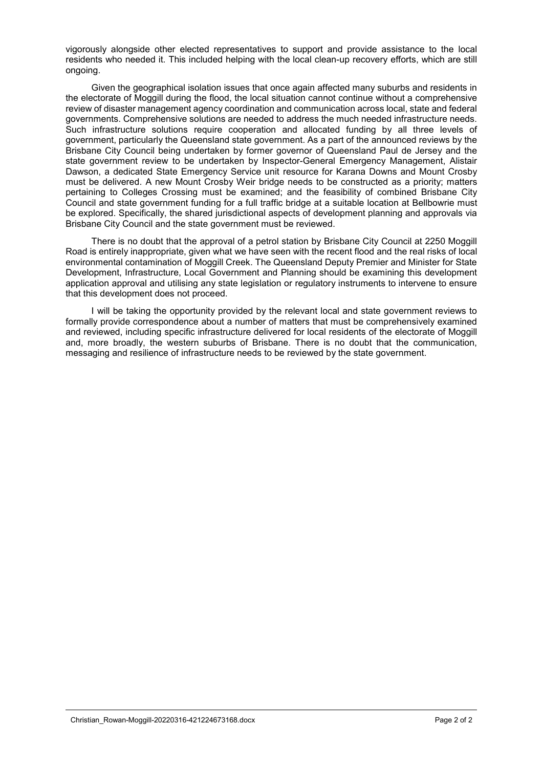vigorously alongside other elected representatives to support and provide assistance to the local residents who needed it. This included helping with the local clean-up recovery efforts, which are still ongoing.

Given the geographical isolation issues that once again affected many suburbs and residents in the electorate of Moggill during the flood, the local situation cannot continue without a comprehensive review of disaster management agency coordination and communication across local, state and federal governments. Comprehensive solutions are needed to address the much needed infrastructure needs. Such infrastructure solutions require cooperation and allocated funding by all three levels of government, particularly the Queensland state government. As a part of the announced reviews by the Brisbane City Council being undertaken by former governor of Queensland Paul de Jersey and the state government review to be undertaken by Inspector-General Emergency Management, Alistair Dawson, a dedicated State Emergency Service unit resource for Karana Downs and Mount Crosby must be delivered. A new Mount Crosby Weir bridge needs to be constructed as a priority; matters pertaining to Colleges Crossing must be examined; and the feasibility of combined Brisbane City Council and state government funding for a full traffic bridge at a suitable location at Bellbowrie must be explored. Specifically, the shared jurisdictional aspects of development planning and approvals via Brisbane City Council and the state government must be reviewed.

There is no doubt that the approval of a petrol station by Brisbane City Council at 2250 Moggill Road is entirely inappropriate, given what we have seen with the recent flood and the real risks of local environmental contamination of Moggill Creek. The Queensland Deputy Premier and Minister for State Development, Infrastructure, Local Government and Planning should be examining this development application approval and utilising any state legislation or regulatory instruments to intervene to ensure that this development does not proceed.

I will be taking the opportunity provided by the relevant local and state government reviews to formally provide correspondence about a number of matters that must be comprehensively examined and reviewed, including specific infrastructure delivered for local residents of the electorate of Moggill and, more broadly, the western suburbs of Brisbane. There is no doubt that the communication, messaging and resilience of infrastructure needs to be reviewed by the state government.